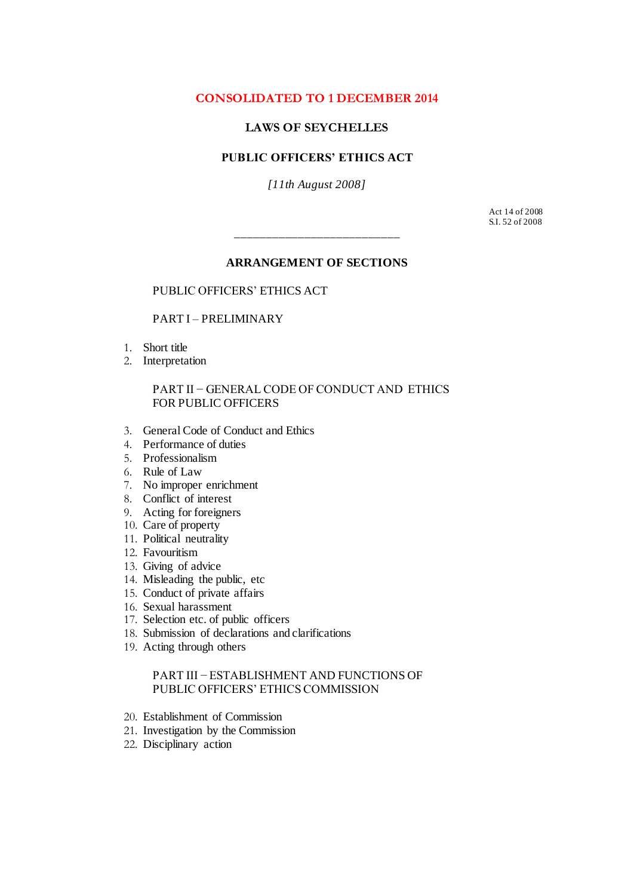**CONSOLIDATED TO 1 DECEMBER 2014**

# LAWS OF SEYCHELLES

## PUBLIC OFFICERS' ETHICS ACT

*[11th August 2008]*

Act 14 of 2008
S.I. 52 of 2008

---

## ARRANGEMENT OF SECTIONS

PUBLIC OFFICERS' ETHICS ACT

PART I – PRELIMINARY

1. Short title
2. Interpretation

PART II – GENERAL CODE OF CONDUCT AND ETHICS FOR PUBLIC OFFICERS

3. General Code of Conduct and Ethics
4. Performance of duties
5. Professionalism
6. Rule of Law
7. No improper enrichment
8. Conflict of interest
9. Acting for foreigners
10. Care of property
11. Political neutrality
12. Favouritism
13. Giving of advice
14. Misleading the public, etc
15. Conduct of private affairs
16. Sexual harassment
17. Selection etc. of public officers
18. Submission of declarations and clarifications
19. Acting through others

PART III – ESTABLISHMENT AND FUNCTIONS OF PUBLIC OFFICERS' ETHICS COMMISSION

20. Establishment of Commission
21. Investigation by the Commission
22. Disciplinary action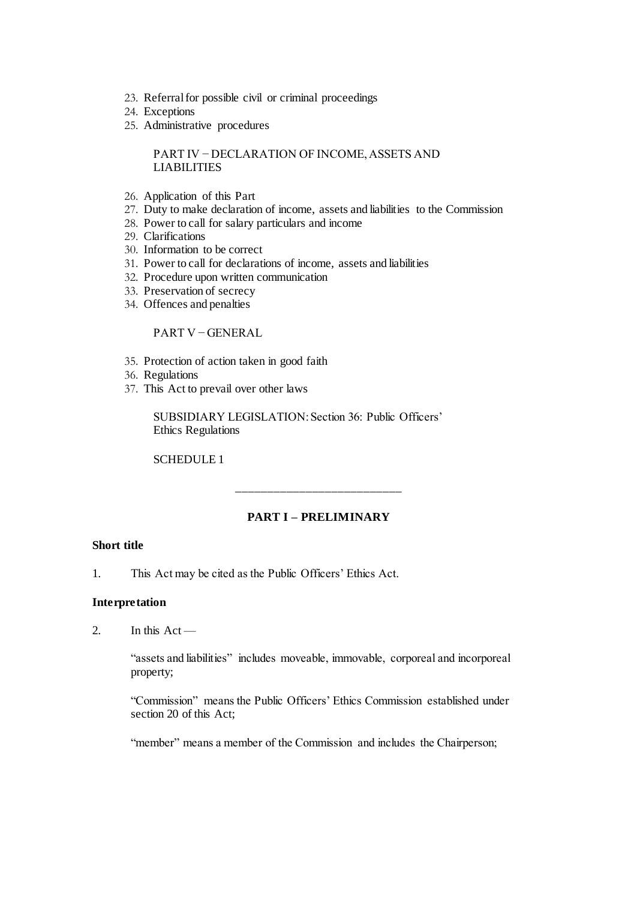23. Referral for possible civil or criminal proceedings
24. Exceptions
25. Administrative procedures

PART IV − DECLARATION OF INCOME, ASSETS AND LIABILITIES

26. Application of this Part
27. Duty to make declaration of income, assets and liabilities to the Commission
28. Power to call for salary particulars and income
29. Clarifications
30. Information to be correct
31. Power to call for declarations of income, assets and liabilities
32. Procedure upon written communication
33. Preservation of secrecy
34. Offences and penalties

PART V − GENERAL

35. Protection of action taken in good faith
36. Regulations
37. This Act to prevail over other laws

SUBSIDIARY LEGISLATION: Section 36: Public Officers' Ethics Regulations

SCHEDULE 1

---

## PART I – PRELIMINARY

**Short title**

1. This Act may be cited as the Public Officers' Ethics Act.

**Interpretation**

2. In this Act —

"assets and liabilities" includes moveable, immovable, corporeal and incorporeal property;

"Commission" means the Public Officers' Ethics Commission established under section 20 of this Act;

"member" means a member of the Commission and includes the Chairperson;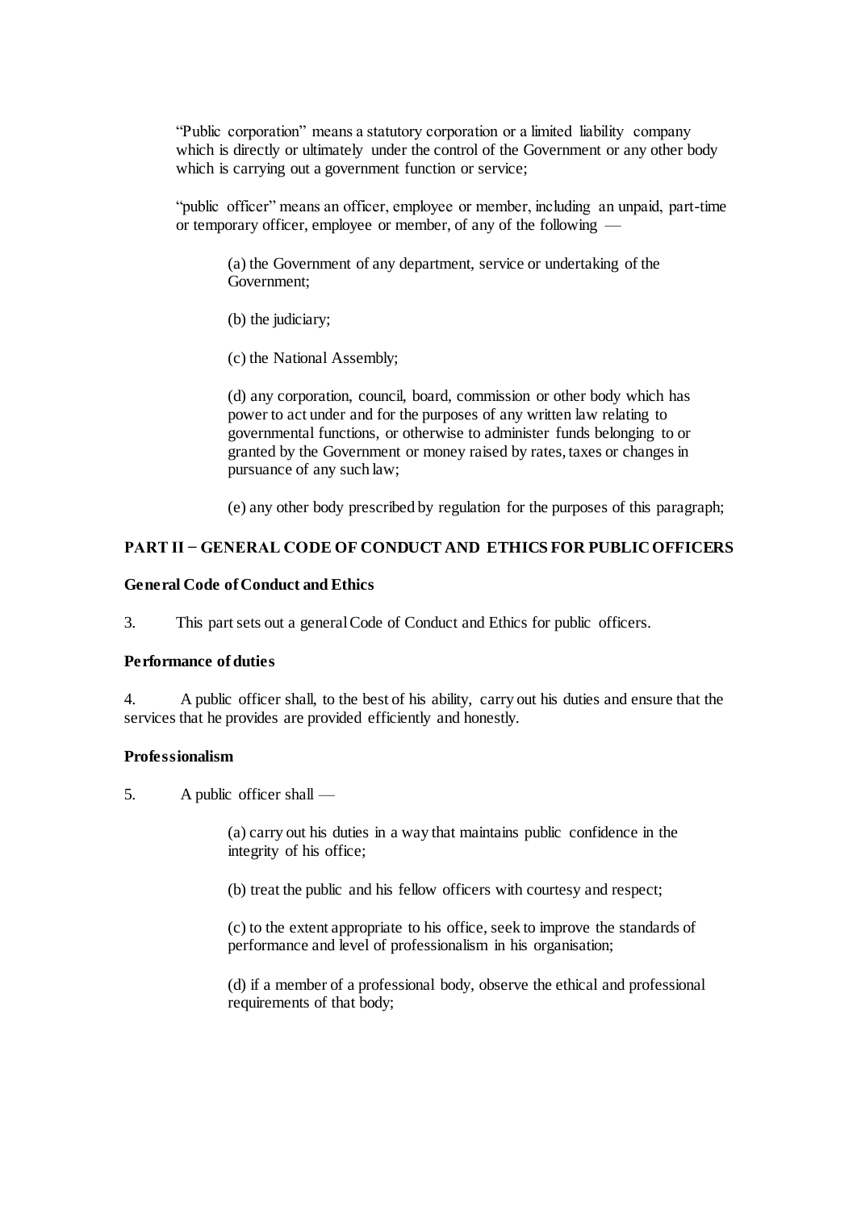"Public corporation" means a statutory corporation or a limited liability company which is directly or ultimately under the control of the Government or any other body which is carrying out a government function or service;

"public officer" means an officer, employee or member, including an unpaid, part-time or temporary officer, employee or member, of any of the following —

(a) the Government of any department, service or undertaking of the Government;

(b) the judiciary;

(c) the National Assembly;

(d) any corporation, council, board, commission or other body which has power to act under and for the purposes of any written law relating to governmental functions, or otherwise to administer funds belonging to or granted by the Government or money raised by rates, taxes or changes in pursuance of any such law;

(e) any other body prescribed by regulation for the purposes of this paragraph;

## PART II − GENERAL CODE OF CONDUCT AND ETHICS FOR PUBLIC OFFICERS

### General Code of Conduct and Ethics

3. This part sets out a general Code of Conduct and Ethics for public officers.

### Performance of duties

4. A public officer shall, to the best of his ability, carry out his duties and ensure that the services that he provides are provided efficiently and honestly.

### Professionalism

5. A public officer shall —

(a) carry out his duties in a way that maintains public confidence in the integrity of his office;

(b) treat the public and his fellow officers with courtesy and respect;

(c) to the extent appropriate to his office, seek to improve the standards of performance and level of professionalism in his organisation;

(d) if a member of a professional body, observe the ethical and professional requirements of that body;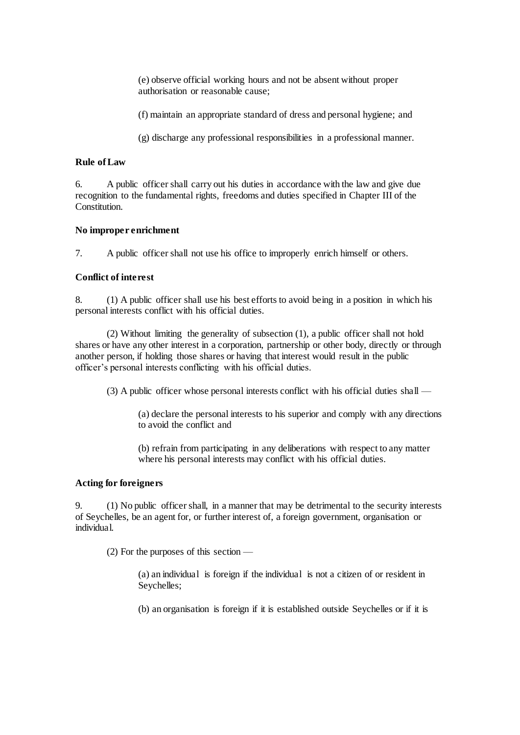(e) observe official working hours and not be absent without proper authorisation or reasonable cause;

(f) maintain an appropriate standard of dress and personal hygiene; and

(g) discharge any professional responsibilities in a professional manner.

**Rule of Law**

6. A public officer shall carry out his duties in accordance with the law and give due recognition to the fundamental rights, freedoms and duties specified in Chapter III of the Constitution.

**No improper enrichment**

7. A public officer shall not use his office to improperly enrich himself or others.

**Conflict of interest**

8. (1) A public officer shall use his best efforts to avoid being in a position in which his personal interests conflict with his official duties.

(2) Without limiting the generality of subsection (1), a public officer shall not hold shares or have any other interest in a corporation, partnership or other body, directly or through another person, if holding those shares or having that interest would result in the public officer's personal interests conflicting with his official duties.

(3) A public officer whose personal interests conflict with his official duties shall —

(a) declare the personal interests to his superior and comply with any directions to avoid the conflict and

(b) refrain from participating in any deliberations with respect to any matter where his personal interests may conflict with his official duties.

**Acting for foreigners**

9. (1) No public officer shall, in a manner that may be detrimental to the security interests of Seychelles, be an agent for, or further interest of, a foreign government, organisation or individual.

(2) For the purposes of this section —

(a) an individual is foreign if the individual is not a citizen of or resident in Seychelles;

(b) an organisation is foreign if it is established outside Seychelles or if it is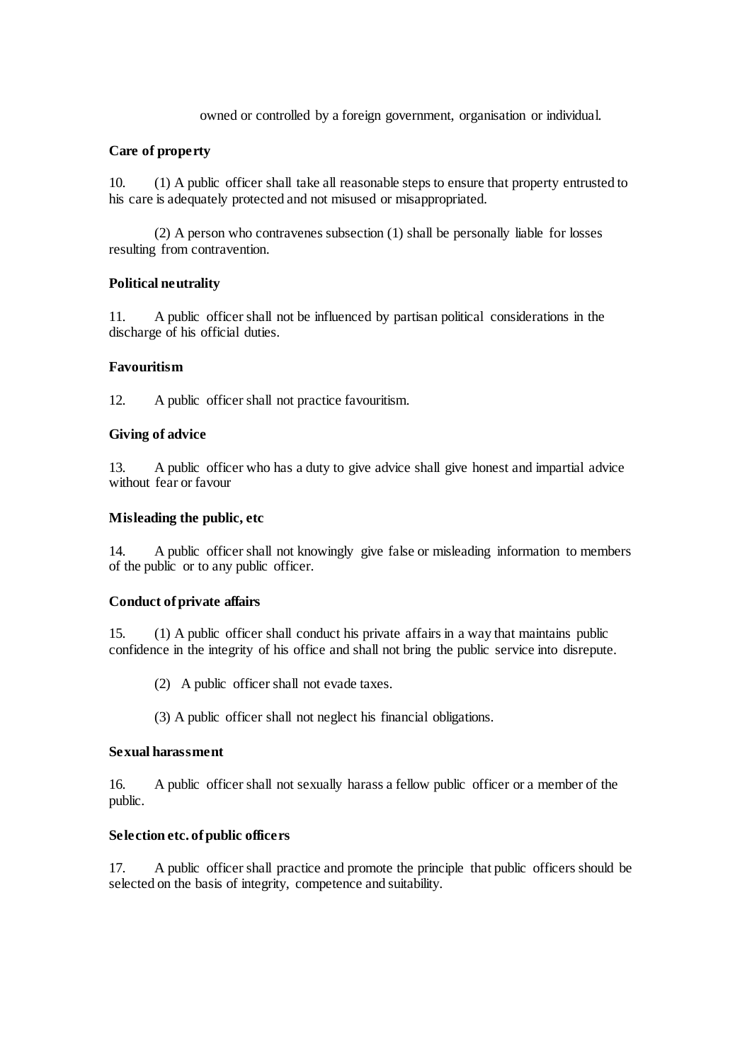owned or controlled by a foreign government, organisation or individual.

**Care of property**

10. (1) A public officer shall take all reasonable steps to ensure that property entrusted to his care is adequately protected and not misused or misappropriated.

(2) A person who contravenes subsection (1) shall be personally liable for losses resulting from contravention.

**Political neutrality**

11. A public officer shall not be influenced by partisan political considerations in the discharge of his official duties.

**Favouritism**

12. A public officer shall not practice favouritism.

**Giving of advice**

13. A public officer who has a duty to give advice shall give honest and impartial advice without fear or favour

**Misleading the public, etc**

14. A public officer shall not knowingly give false or misleading information to members of the public or to any public officer.

**Conduct of private affairs**

15. (1) A public officer shall conduct his private affairs in a way that maintains public confidence in the integrity of his office and shall not bring the public service into disrepute.

(2) A public officer shall not evade taxes.

(3) A public officer shall not neglect his financial obligations.

**Sexual harassment**

16. A public officer shall not sexually harass a fellow public officer or a member of the public.

**Selection etc. of public officers**

17. A public officer shall practice and promote the principle that public officers should be selected on the basis of integrity, competence and suitability.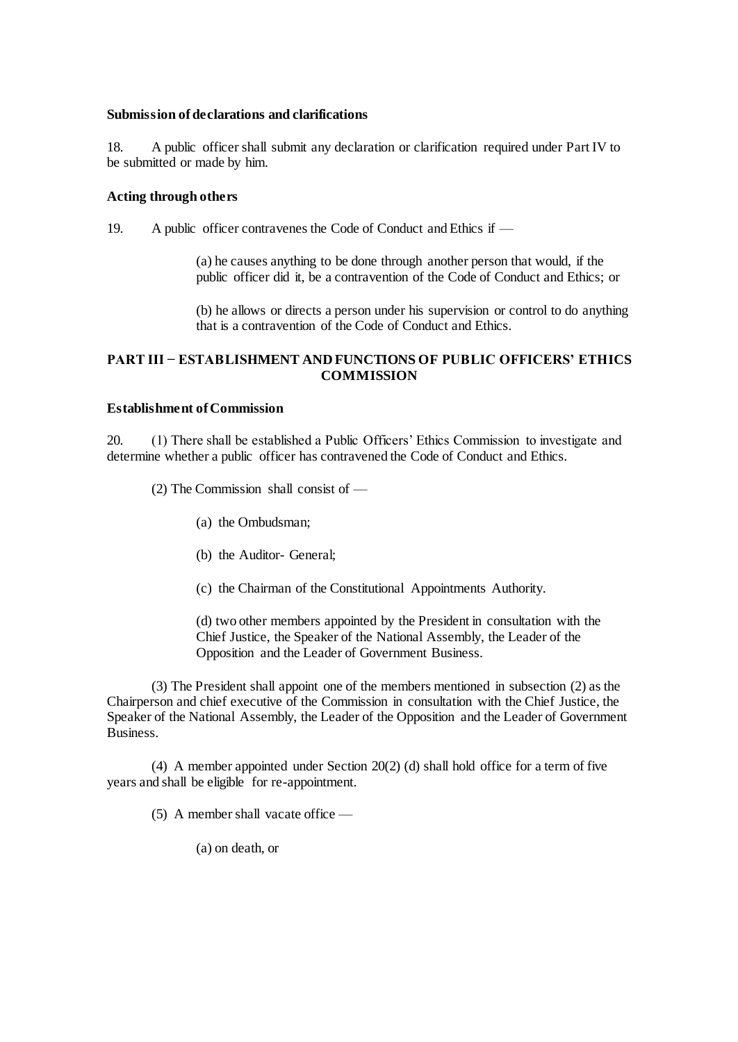**Submission of declarations and clarifications**

18. A public officer shall submit any declaration or clarification required under Part IV to be submitted or made by him.

**Acting through others**

19. A public officer contravenes the Code of Conduct and Ethics if —

(a) he causes anything to be done through another person that would, if the public officer did it, be a contravention of the Code of Conduct and Ethics; or

(b) he allows or directs a person under his supervision or control to do anything that is a contravention of the Code of Conduct and Ethics.

## PART III – ESTABLISHMENT AND FUNCTIONS OF PUBLIC OFFICERS' ETHICS COMMISSION

**Establishment of Commission**

20. (1) There shall be established a Public Officers' Ethics Commission to investigate and determine whether a public officer has contravened the Code of Conduct and Ethics.

(2) The Commission shall consist of —

(a) the Ombudsman;

(b) the Auditor- General;

(c) the Chairman of the Constitutional Appointments Authority.

(d) two other members appointed by the President in consultation with the Chief Justice, the Speaker of the National Assembly, the Leader of the Opposition and the Leader of Government Business.

(3) The President shall appoint one of the members mentioned in subsection (2) as the Chairperson and chief executive of the Commission in consultation with the Chief Justice, the Speaker of the National Assembly, the Leader of the Opposition and the Leader of Government Business.

(4) A member appointed under Section 20(2) (d) shall hold office for a term of five years and shall be eligible for re-appointment.

(5) A member shall vacate office —

(a) on death, or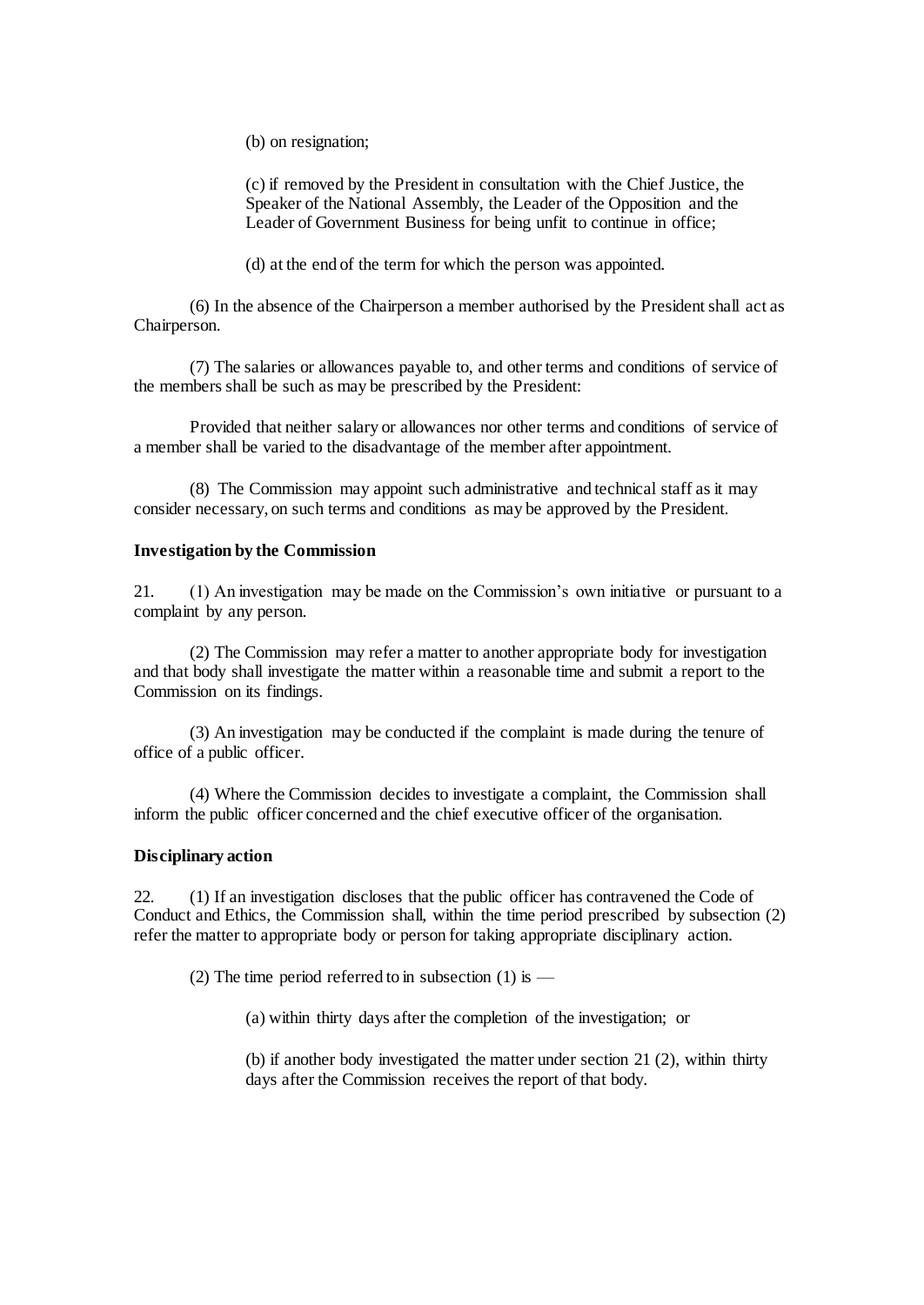(b) on resignation;

(c) if removed by the President in consultation with the Chief Justice, the Speaker of the National Assembly, the Leader of the Opposition and the Leader of Government Business for being unfit to continue in office;

(d) at the end of the term for which the person was appointed.

(6) In the absence of the Chairperson a member authorised by the President shall act as Chairperson.

(7) The salaries or allowances payable to, and other terms and conditions of service of the members shall be such as may be prescribed by the President:

Provided that neither salary or allowances nor other terms and conditions of service of a member shall be varied to the disadvantage of the member after appointment.

(8) The Commission may appoint such administrative and technical staff as it may consider necessary, on such terms and conditions as may be approved by the President.

**Investigation by the Commission**

21. (1) An investigation may be made on the Commission's own initiative or pursuant to a complaint by any person.

(2) The Commission may refer a matter to another appropriate body for investigation and that body shall investigate the matter within a reasonable time and submit a report to the Commission on its findings.

(3) An investigation may be conducted if the complaint is made during the tenure of office of a public officer.

(4) Where the Commission decides to investigate a complaint, the Commission shall inform the public officer concerned and the chief executive officer of the organisation.

**Disciplinary action**

22. (1) If an investigation discloses that the public officer has contravened the Code of Conduct and Ethics, the Commission shall, within the time period prescribed by subsection (2) refer the matter to appropriate body or person for taking appropriate disciplinary action.

(2) The time period referred to in subsection (1) is —

(a) within thirty days after the completion of the investigation; or

(b) if another body investigated the matter under section 21 (2), within thirty days after the Commission receives the report of that body.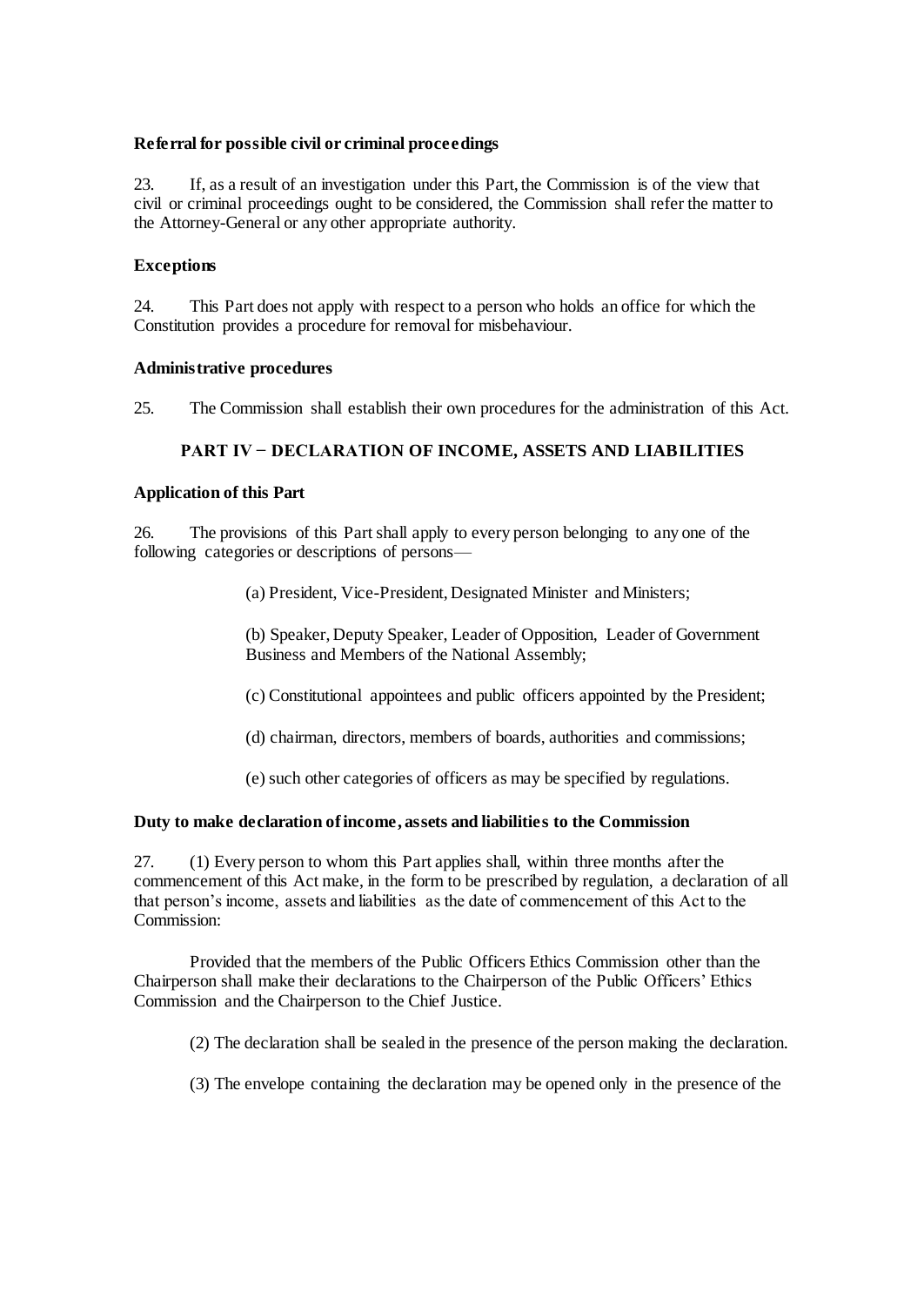**Referral for possible civil or criminal proceedings**

23. If, as a result of an investigation under this Part, the Commission is of the view that civil or criminal proceedings ought to be considered, the Commission shall refer the matter to the Attorney-General or any other appropriate authority.

**Exceptions**

24. This Part does not apply with respect to a person who holds an office for which the Constitution provides a procedure for removal for misbehaviour.

**Administrative procedures**

25. The Commission shall establish their own procedures for the administration of this Act.

## PART IV − DECLARATION OF INCOME, ASSETS AND LIABILITIES

**Application of this Part**

26. The provisions of this Part shall apply to every person belonging to any one of the following categories or descriptions of persons—

(a) President, Vice-President, Designated Minister and Ministers;

(b) Speaker, Deputy Speaker, Leader of Opposition, Leader of Government Business and Members of the National Assembly;

(c) Constitutional appointees and public officers appointed by the President;

(d) chairman, directors, members of boards, authorities and commissions;

(e) such other categories of officers as may be specified by regulations.

**Duty to make declaration of income, assets and liabilities to the Commission**

27. (1) Every person to whom this Part applies shall, within three months after the commencement of this Act make, in the form to be prescribed by regulation, a declaration of all that person's income, assets and liabilities as the date of commencement of this Act to the Commission:

Provided that the members of the Public Officers Ethics Commission other than the Chairperson shall make their declarations to the Chairperson of the Public Officers' Ethics Commission and the Chairperson to the Chief Justice.

(2) The declaration shall be sealed in the presence of the person making the declaration.

(3) The envelope containing the declaration may be opened only in the presence of the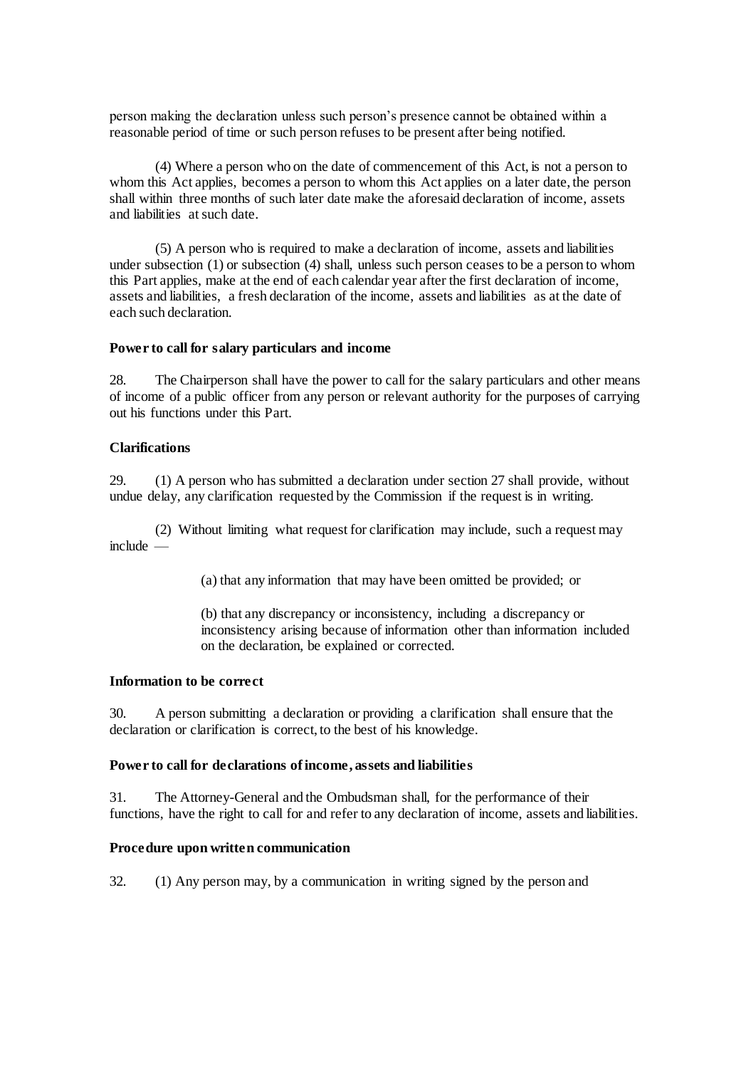person making the declaration unless such person's presence cannot be obtained within a reasonable period of time or such person refuses to be present after being notified.

(4) Where a person who on the date of commencement of this Act, is not a person to whom this Act applies, becomes a person to whom this Act applies on a later date, the person shall within three months of such later date make the aforesaid declaration of income, assets and liabilities at such date.

(5) A person who is required to make a declaration of income, assets and liabilities under subsection (1) or subsection (4) shall, unless such person ceases to be a person to whom this Part applies, make at the end of each calendar year after the first declaration of income, assets and liabilities, a fresh declaration of the income, assets and liabilities as at the date of each such declaration.

**Power to call for salary particulars and income**

28. The Chairperson shall have the power to call for the salary particulars and other means of income of a public officer from any person or relevant authority for the purposes of carrying out his functions under this Part.

**Clarifications**

29. (1) A person who has submitted a declaration under section 27 shall provide, without undue delay, any clarification requested by the Commission if the request is in writing.

(2) Without limiting what request for clarification may include, such a request may include —

(a) that any information that may have been omitted be provided; or

(b) that any discrepancy or inconsistency, including a discrepancy or inconsistency arising because of information other than information included on the declaration, be explained or corrected.

**Information to be correct**

30. A person submitting a declaration or providing a clarification shall ensure that the declaration or clarification is correct, to the best of his knowledge.

**Power to call for declarations of income, assets and liabilities**

31. The Attorney-General and the Ombudsman shall, for the performance of their functions, have the right to call for and refer to any declaration of income, assets and liabilities.

**Procedure upon written communication**

32. (1) Any person may, by a communication in writing signed by the person and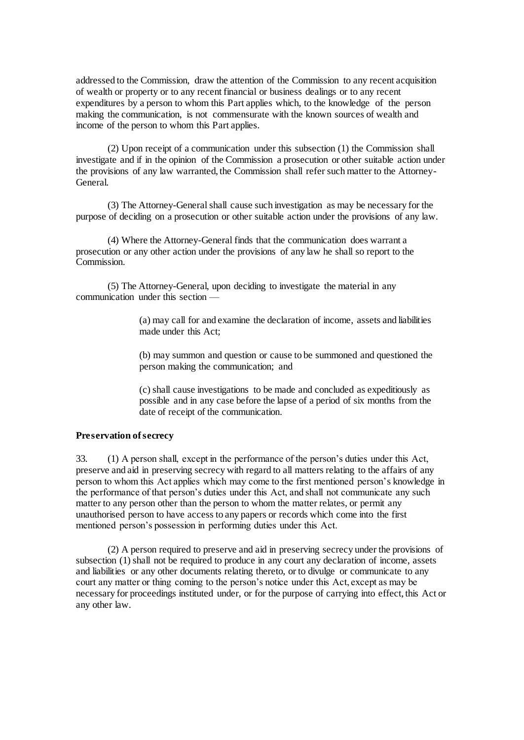addressed to the Commission, draw the attention of the Commission to any recent acquisition of wealth or property or to any recent financial or business dealings or to any recent expenditures by a person to whom this Part applies which, to the knowledge of the person making the communication, is not commensurate with the known sources of wealth and income of the person to whom this Part applies.

(2) Upon receipt of a communication under this subsection (1) the Commission shall investigate and if in the opinion of the Commission a prosecution or other suitable action under the provisions of any law warranted, the Commission shall refer such matter to the Attorney-General.

(3) The Attorney-General shall cause such investigation as may be necessary for the purpose of deciding on a prosecution or other suitable action under the provisions of any law.

(4) Where the Attorney-General finds that the communication does warrant a prosecution or any other action under the provisions of any law he shall so report to the Commission.

(5) The Attorney-General, upon deciding to investigate the material in any communication under this section —

> (a) may call for and examine the declaration of income, assets and liabilities made under this Act;
>
> (b) may summon and question or cause to be summoned and questioned the person making the communication; and
>
> (c) shall cause investigations to be made and concluded as expeditiously as possible and in any case before the lapse of a period of six months from the date of receipt of the communication.

**Preservation of secrecy**

33. (1) A person shall, except in the performance of the person's duties under this Act, preserve and aid in preserving secrecy with regard to all matters relating to the affairs of any person to whom this Act applies which may come to the first mentioned person's knowledge in the performance of that person's duties under this Act, and shall not communicate any such matter to any person other than the person to whom the matter relates, or permit any unauthorised person to have access to any papers or records which come into the first mentioned person's possession in performing duties under this Act.

(2) A person required to preserve and aid in preserving secrecy under the provisions of subsection (1) shall not be required to produce in any court any declaration of income, assets and liabilities or any other documents relating thereto, or to divulge or communicate to any court any matter or thing coming to the person's notice under this Act, except as may be necessary for proceedings instituted under, or for the purpose of carrying into effect, this Act or any other law.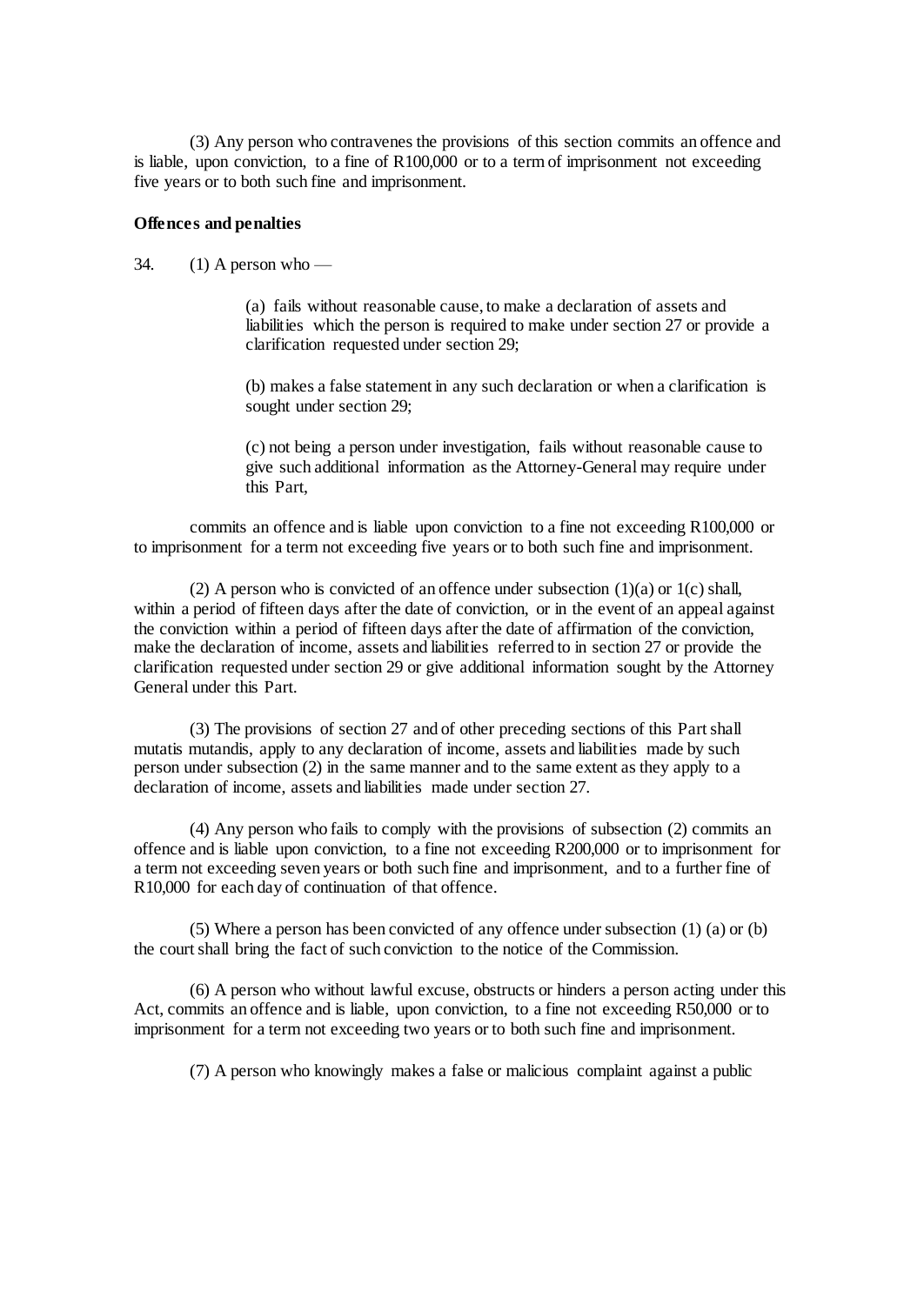(3) Any person who contravenes the provisions of this section commits an offence and is liable, upon conviction, to a fine of R100,000 or to a term of imprisonment not exceeding five years or to both such fine and imprisonment.

**Offences and penalties**

34. (1) A person who —

> (a) fails without reasonable cause, to make a declaration of assets and liabilities which the person is required to make under section 27 or provide a clarification requested under section 29;
>
> (b) makes a false statement in any such declaration or when a clarification is sought under section 29;
>
> (c) not being a person under investigation, fails without reasonable cause to give such additional information as the Attorney-General may require under this Part,

commits an offence and is liable upon conviction to a fine not exceeding R100,000 or to imprisonment for a term not exceeding five years or to both such fine and imprisonment.

(2) A person who is convicted of an offence under subsection (1)(a) or 1(c) shall, within a period of fifteen days after the date of conviction, or in the event of an appeal against the conviction within a period of fifteen days after the date of affirmation of the conviction, make the declaration of income, assets and liabilities referred to in section 27 or provide the clarification requested under section 29 or give additional information sought by the Attorney General under this Part.

(3) The provisions of section 27 and of other preceding sections of this Part shall mutatis mutandis, apply to any declaration of income, assets and liabilities made by such person under subsection (2) in the same manner and to the same extent as they apply to a declaration of income, assets and liabilities made under section 27.

(4) Any person who fails to comply with the provisions of subsection (2) commits an offence and is liable upon conviction, to a fine not exceeding R200,000 or to imprisonment for a term not exceeding seven years or both such fine and imprisonment, and to a further fine of R10,000 for each day of continuation of that offence.

(5) Where a person has been convicted of any offence under subsection (1) (a) or (b) the court shall bring the fact of such conviction to the notice of the Commission.

(6) A person who without lawful excuse, obstructs or hinders a person acting under this Act, commits an offence and is liable, upon conviction, to a fine not exceeding R50,000 or to imprisonment for a term not exceeding two years or to both such fine and imprisonment.

(7) A person who knowingly makes a false or malicious complaint against a public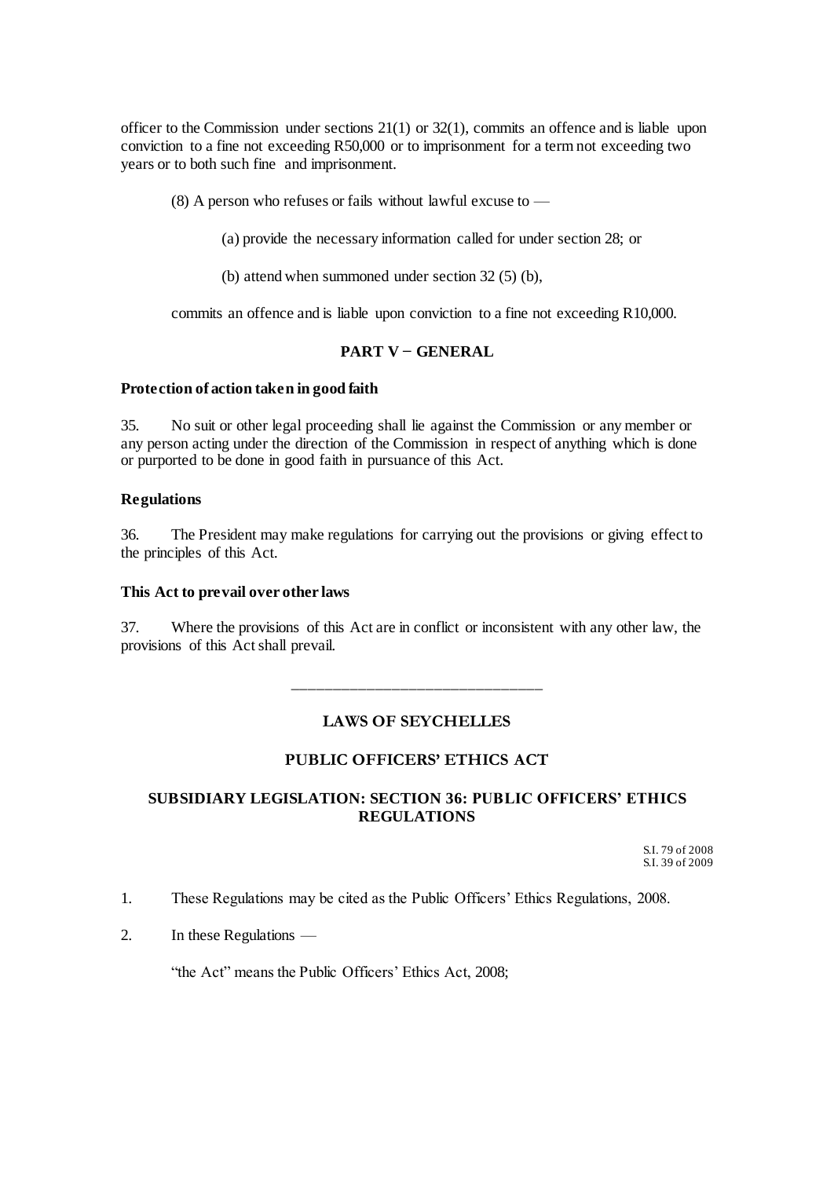officer to the Commission under sections 21(1) or 32(1), commits an offence and is liable upon conviction to a fine not exceeding R50,000 or to imprisonment for a term not exceeding two years or to both such fine and imprisonment.

(8) A person who refuses or fails without lawful excuse to —

(a) provide the necessary information called for under section 28; or

(b) attend when summoned under section 32 (5) (b),

commits an offence and is liable upon conviction to a fine not exceeding R10,000.

## PART V − GENERAL

**Protection of action taken in good faith**

35. No suit or other legal proceeding shall lie against the Commission or any member or any person acting under the direction of the Commission in respect of anything which is done or purported to be done in good faith in pursuance of this Act.

**Regulations**

36. The President may make regulations for carrying out the provisions or giving effect to the principles of this Act.

**This Act to prevail over other laws**

37. Where the provisions of this Act are in conflict or inconsistent with any other law, the provisions of this Act shall prevail.

---

## LAWS OF SEYCHELLES

## PUBLIC OFFICERS' ETHICS ACT

### SUBSIDIARY LEGISLATION: SECTION 36: PUBLIC OFFICERS' ETHICS REGULATIONS

S.I. 79 of 2008
S.I. 39 of 2009

1. These Regulations may be cited as the Public Officers' Ethics Regulations, 2008.

2. In these Regulations —

"the Act" means the Public Officers' Ethics Act, 2008;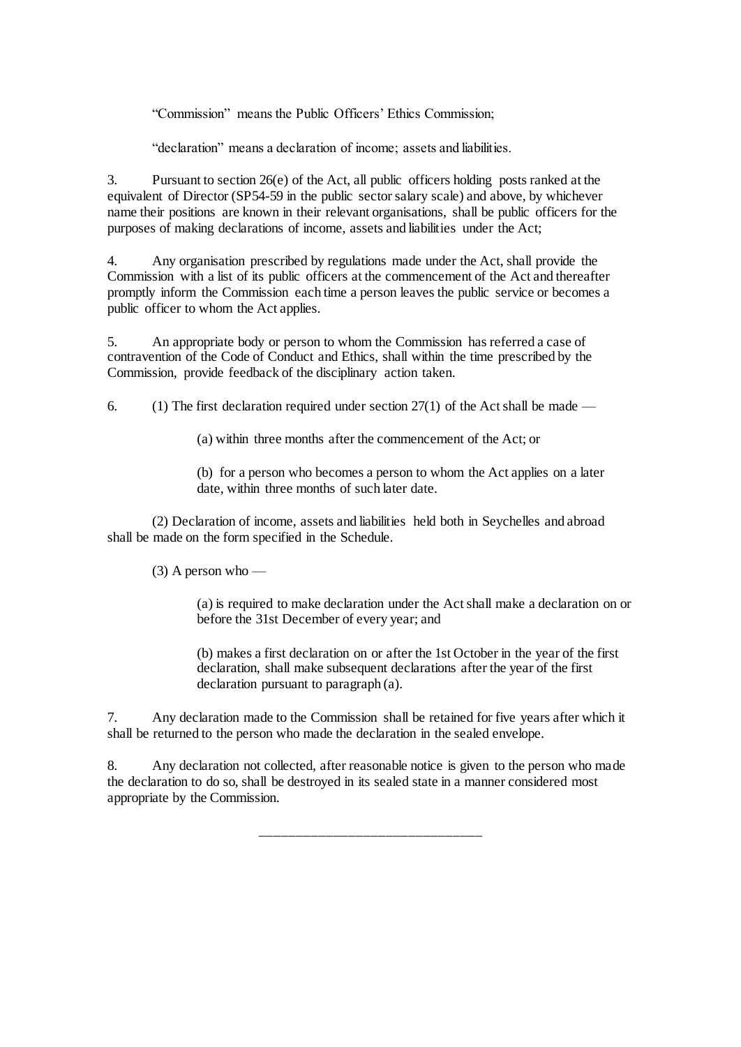"Commission" means the Public Officers' Ethics Commission;

"declaration" means a declaration of income; assets and liabilities.

3. Pursuant to section 26(e) of the Act, all public officers holding posts ranked at the equivalent of Director (SP54-59 in the public sector salary scale) and above, by whichever name their positions are known in their relevant organisations, shall be public officers for the purposes of making declarations of income, assets and liabilities under the Act;

4. Any organisation prescribed by regulations made under the Act, shall provide the Commission with a list of its public officers at the commencement of the Act and thereafter promptly inform the Commission each time a person leaves the public service or becomes a public officer to whom the Act applies.

5. An appropriate body or person to whom the Commission has referred a case of contravention of the Code of Conduct and Ethics, shall within the time prescribed by the Commission, provide feedback of the disciplinary action taken.

6. (1) The first declaration required under section 27(1) of the Act shall be made —

(a) within three months after the commencement of the Act; or

(b) for a person who becomes a person to whom the Act applies on a later date, within three months of such later date.

(2) Declaration of income, assets and liabilities held both in Seychelles and abroad shall be made on the form specified in the Schedule.

(3) A person who —

(a) is required to make declaration under the Act shall make a declaration on or before the 31st December of every year; and

(b) makes a first declaration on or after the 1st October in the year of the first declaration, shall make subsequent declarations after the year of the first declaration pursuant to paragraph (a).

7. Any declaration made to the Commission shall be retained for five years after which it shall be returned to the person who made the declaration in the sealed envelope.

8. Any declaration not collected, after reasonable notice is given to the person who made the declaration to do so, shall be destroyed in its sealed state in a manner considered most appropriate by the Commission.

---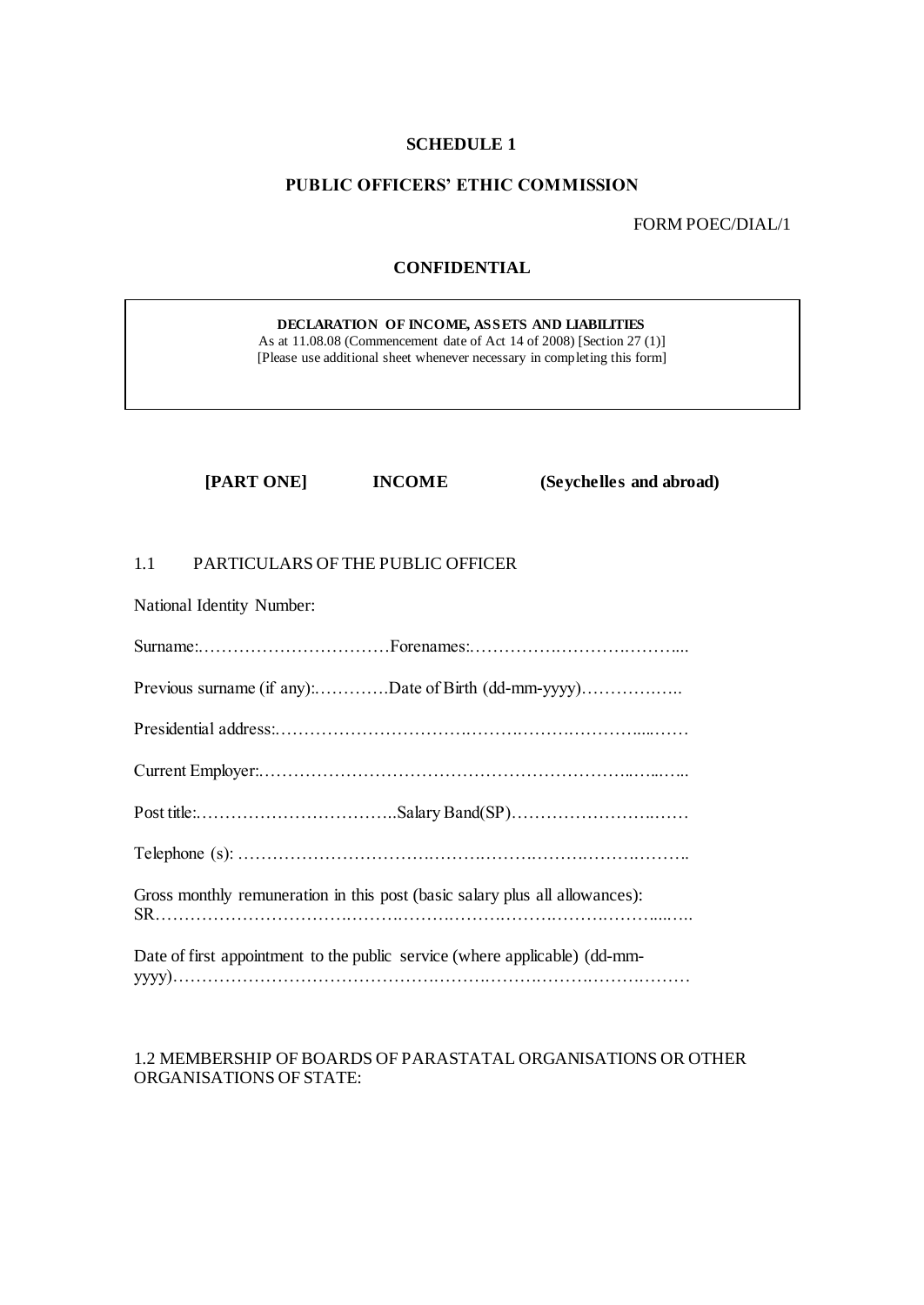**SCHEDULE 1**

**PUBLIC OFFICERS' ETHIC COMMISSION**

FORM POEC/DIAL/1

**CONFIDENTIAL**

| **DECLARATION OF INCOME, ASSETS AND LIABILITIES** As at 11.08.08 (Commencement date of Act 14 of 2008) [Section 27 (1)] [Please use additional sheet whenever necessary in completing this form] |
|---|

**[PART ONE] INCOME (Seychelles and abroad)**

1.1 PARTICULARS OF THE PUBLIC OFFICER

National Identity Number:

Surname:……………………………Forenames:……………………………....

Previous surname (if any):…………Date of Birth (dd-mm-yyyy)……………..

Presidential address:……………………………………………………....……

Current Employer:…………………………………………………..…..…..

Post title:……………………………..Salary Band(SP)…………………….……

Telephone (s): ……………………………………………………………………..

Gross monthly remuneration in this post (basic salary plus all allowances): SR………………………………………………………………………...…..

Date of first appointment to the public service (where applicable) (dd-mm-yyyy)…………………………………………………………………………

1.2 MEMBERSHIP OF BOARDS OF PARASTATAL ORGANISATIONS OR OTHER ORGANISATIONS OF STATE: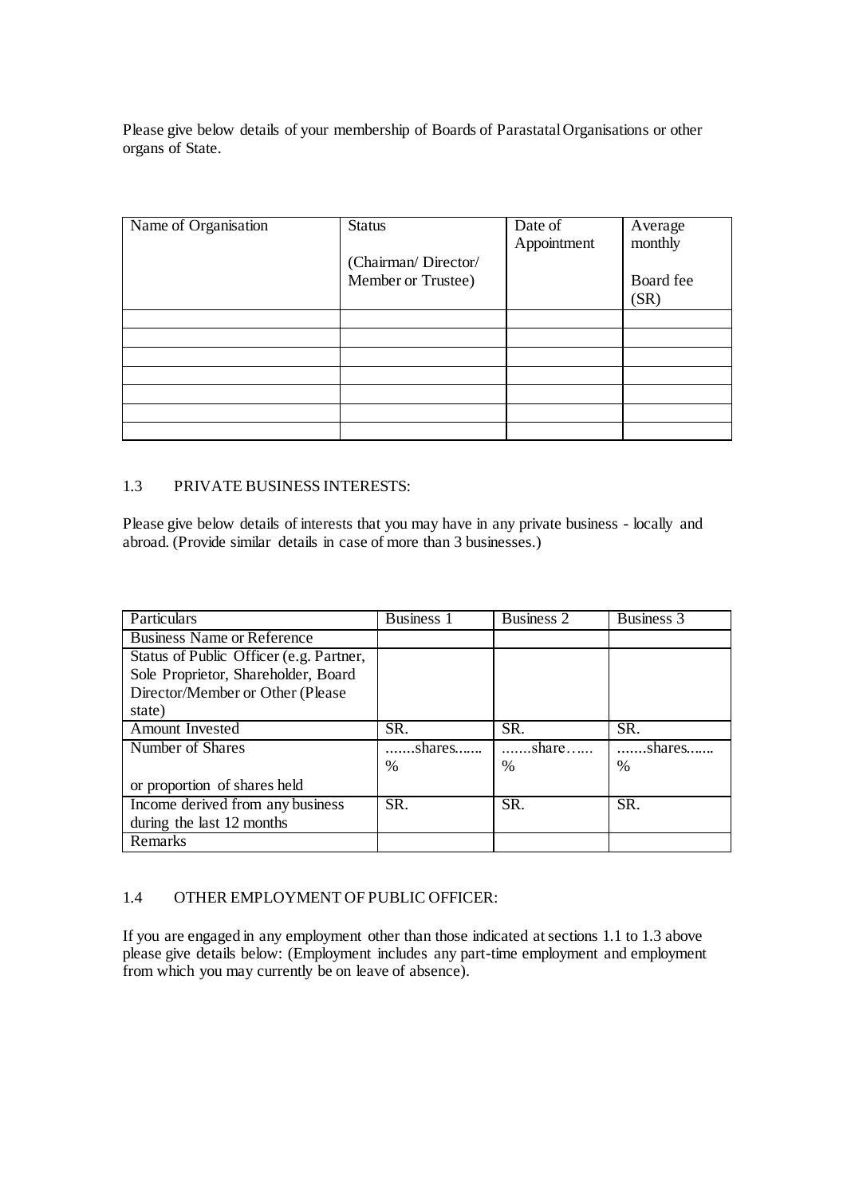Please give below details of your membership of Boards of Parastatal Organisations or other organs of State.

| Name of Organisation | Status (Chairman/ Director/ Member or Trustee) | Date of Appointment | Average monthly Board fee (SR) |
|---|---|---|---|
| | | | |
| | | | |
| | | | |
| | | | |
| | | | |
| | | | |
| | | | |

## 1.3 PRIVATE BUSINESS INTERESTS:

Please give below details of interests that you may have in any private business - locally and abroad. (Provide similar details in case of more than 3 businesses.)

| Particulars | Business 1 | Business 2 | Business 3 |
|---|---|---|---|
| Business Name or Reference | | | |
| Status of Public Officer (e.g. Partner, Sole Proprietor, Shareholder, Board Director/Member or Other (Please state) | | | |
| Amount Invested | SR. | SR. | SR. |
| Number of Shares or proportion of shares held | …….shares……. % | …….share…… % | …….shares……. % |
| Income derived from any business during the last 12 months | SR. | SR. | SR. |
| Remarks | | | |

## 1.4 OTHER EMPLOYMENT OF PUBLIC OFFICER:

If you are engaged in any employment other than those indicated at sections 1.1 to 1.3 above please give details below: (Employment includes any part-time employment and employment from which you may currently be on leave of absence).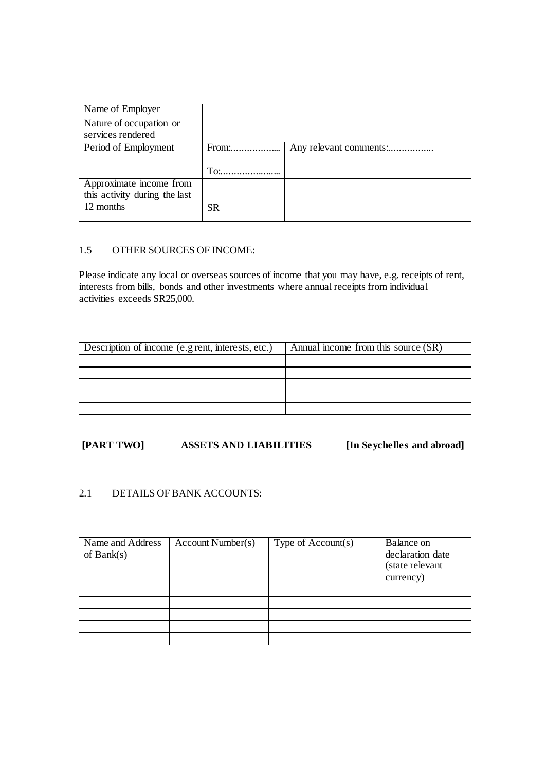| Name of Employer | | |
|---|---|---|
| Nature of occupation or services rendered | | |
| Period of Employment | From:……………..<br>To:………………… | Any relevant comments:…………….. |
| Approximate income from this activity during the last 12 months | SR | |

1.5 OTHER SOURCES OF INCOME:

Please indicate any local or overseas sources of income that you may have, e.g. receipts of rent, interests from bills, bonds and other investments where annual receipts from individual activities exceeds SR25,000.

| Description of income (e.g rent, interests, etc.) | Annual income from this source (SR) |
|---|---|
| | |
| | |
| | |
| | |
| | |

**[PART TWO] ASSETS AND LIABILITIES [In Seychelles and abroad]**

2.1 DETAILS OF BANK ACCOUNTS:

| Name and Address of Bank(s) | Account Number(s) | Type of Account(s) | Balance on declaration date (state relevant currency) |
|---|---|---|---|
| | | | |
| | | | |
| | | | |
| | | | |
| | | | |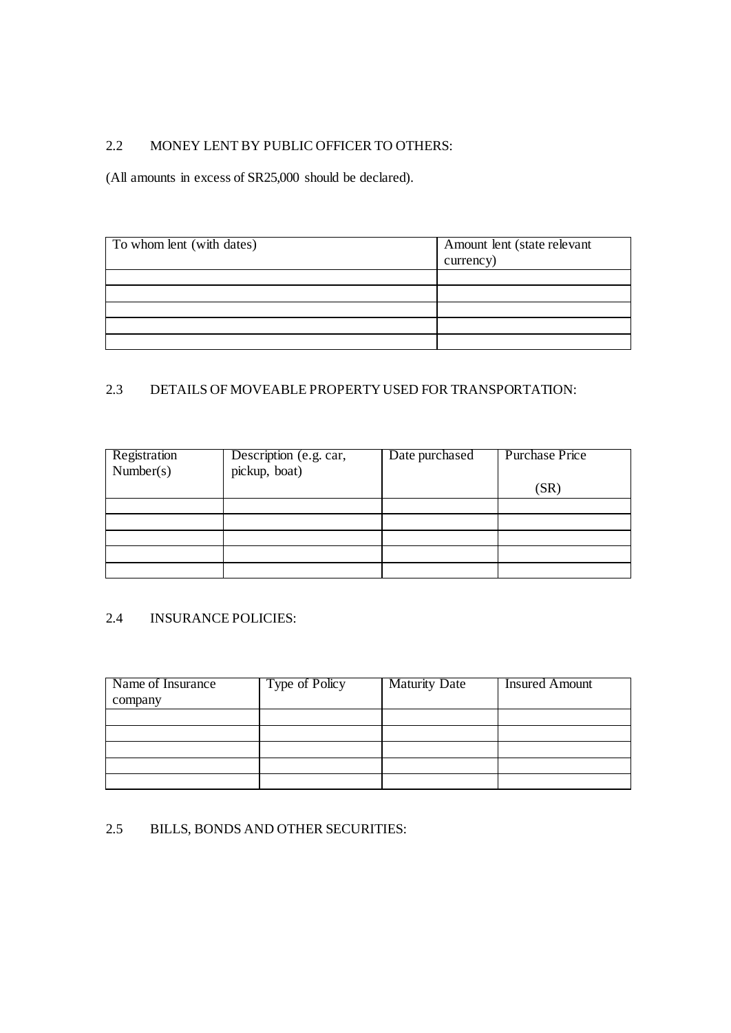## 2.2 MONEY LENT BY PUBLIC OFFICER TO OTHERS:

(All amounts in excess of SR25,000 should be declared).

| To whom lent (with dates) | Amount lent (state relevant currency) |
|---|---|
| | |
| | |
| | |
| | |
| | |

## 2.3 DETAILS OF MOVEABLE PROPERTY USED FOR TRANSPORTATION:

| Registration Number(s) | Description (e.g. car, pickup, boat) | Date purchased | Purchase Price (SR) |
|---|---|---|---|
| | | | |
| | | | |
| | | | |
| | | | |
| | | | |

## 2.4 INSURANCE POLICIES:

| Name of Insurance company | Type of Policy | Maturity Date | Insured Amount |
|---|---|---|---|
| | | | |
| | | | |
| | | | |
| | | | |
| | | | |

## 2.5 BILLS, BONDS AND OTHER SECURITIES: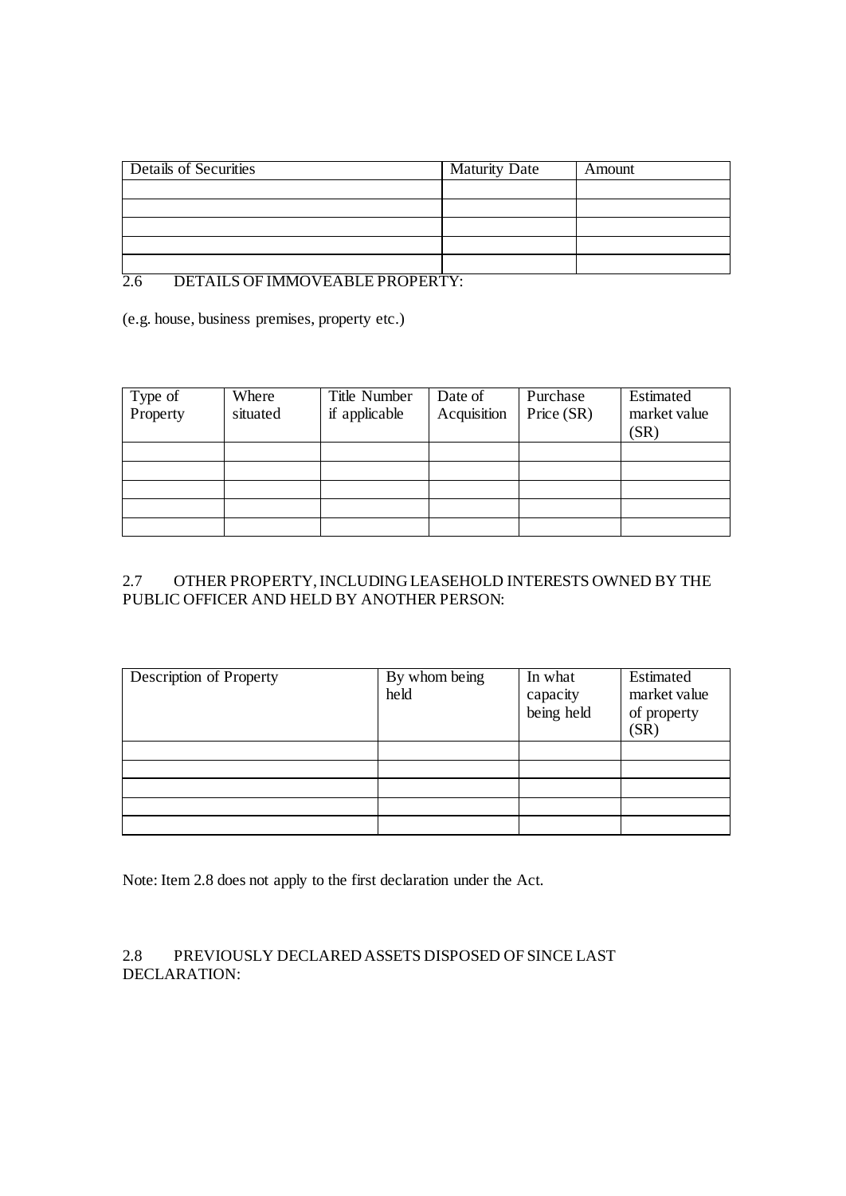| Details of Securities | Maturity Date | Amount |
|---|---|---|
| | | |
| | | |
| | | |
| | | |
| | | |

2.6 DETAILS OF IMMOVEABLE PROPERTY:

(e.g. house, business premises, property etc.)

| Type of Property | Where situated | Title Number if applicable | Date of Acquisition | Purchase Price (SR) | Estimated market value (SR) |
|---|---|---|---|---|---|
| | | | | | |
| | | | | | |
| | | | | | |
| | | | | | |
| | | | | | |

2.7 OTHER PROPERTY, INCLUDING LEASEHOLD INTERESTS OWNED BY THE PUBLIC OFFICER AND HELD BY ANOTHER PERSON:

| Description of Property | By whom being held | In what capacity being held | Estimated market value of property (SR) |
|---|---|---|---|
| | | | |
| | | | |
| | | | |
| | | | |
| | | | |

Note: Item 2.8 does not apply to the first declaration under the Act.

2.8 PREVIOUSLY DECLARED ASSETS DISPOSED OF SINCE LAST DECLARATION: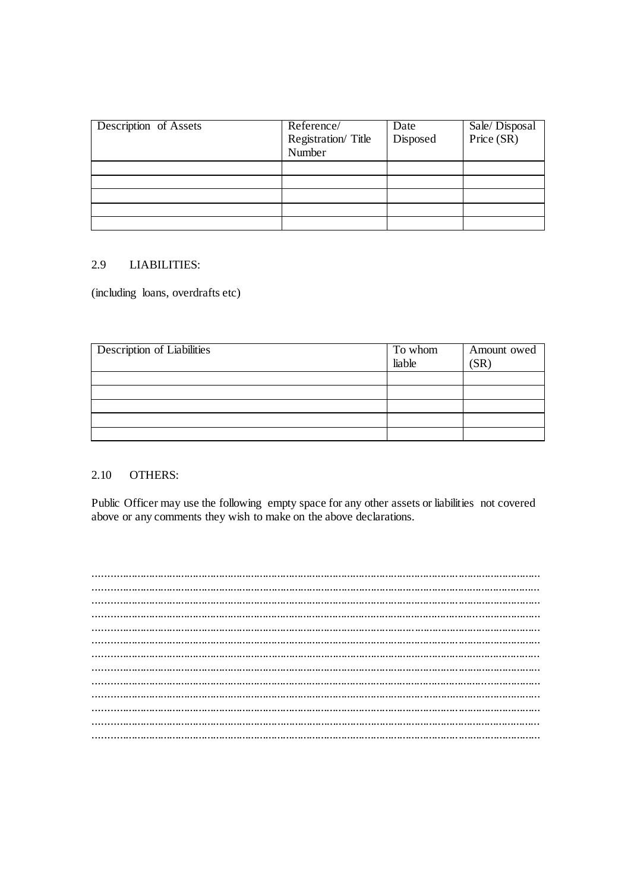| Description of Assets | Reference/ Registration/ Title Number | Date Disposed | Sale/ Disposal Price (SR) |
|---|---|---|---|
| | | | |
| | | | |
| | | | |
| | | | |
| | | | |

## 2.9 LIABILITIES:

(including loans, overdrafts etc)

| Description of Liabilities | To whom liable | Amount owed (SR) |
|---|---|---|
| | | |
| | | |
| | | |
| | | |
| | | |

## 2.10 OTHERS:

Public Officer may use the following empty space for any other assets or liabilities not covered above or any comments they wish to make on the above declarations.

.....................................................................................................................................................
.....................................................................................................................................................
.....................................................................................................................................................
.....................................................................................................................................................
.....................................................................................................................................................
.....................................................................................................................................................
.....................................................................................................................................................
.....................................................................................................................................................
.....................................................................................................................................................
.....................................................................................................................................................
.....................................................................................................................................................
.....................................................................................................................................................
.....................................................................................................................................................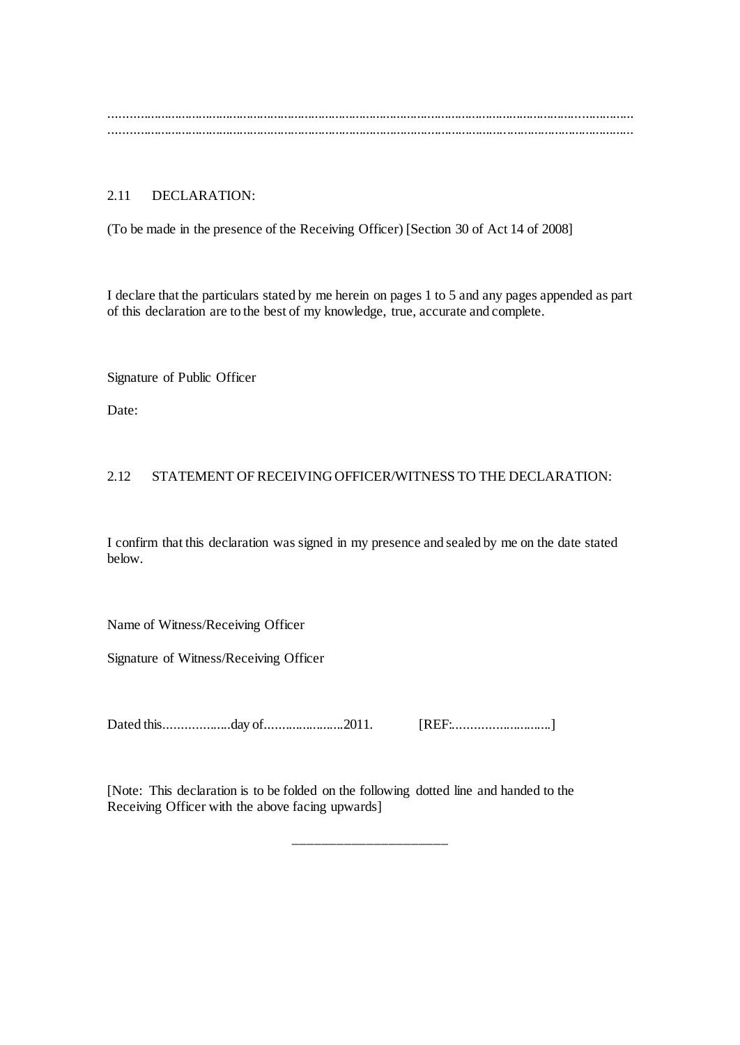.................................................................................................................................................
.................................................................................................................................................

2.11 DECLARATION:

(To be made in the presence of the Receiving Officer) [Section 30 of Act 14 of 2008]

I declare that the particulars stated by me herein on pages 1 to 5 and any pages appended as part of this declaration are to the best of my knowledge, true, accurate and complete.

Signature of Public Officer

Date:

2.12 STATEMENT OF RECEIVING OFFICER/WITNESS TO THE DECLARATION:

I confirm that this declaration was signed in my presence and sealed by me on the date stated below.

Name of Witness/Receiving Officer

Signature of Witness/Receiving Officer

Dated this...................day of.......................2011. [REF:............................]

[Note: This declaration is to be folded on the following dotted line and handed to the Receiving Officer with the above facing upwards]

______________________